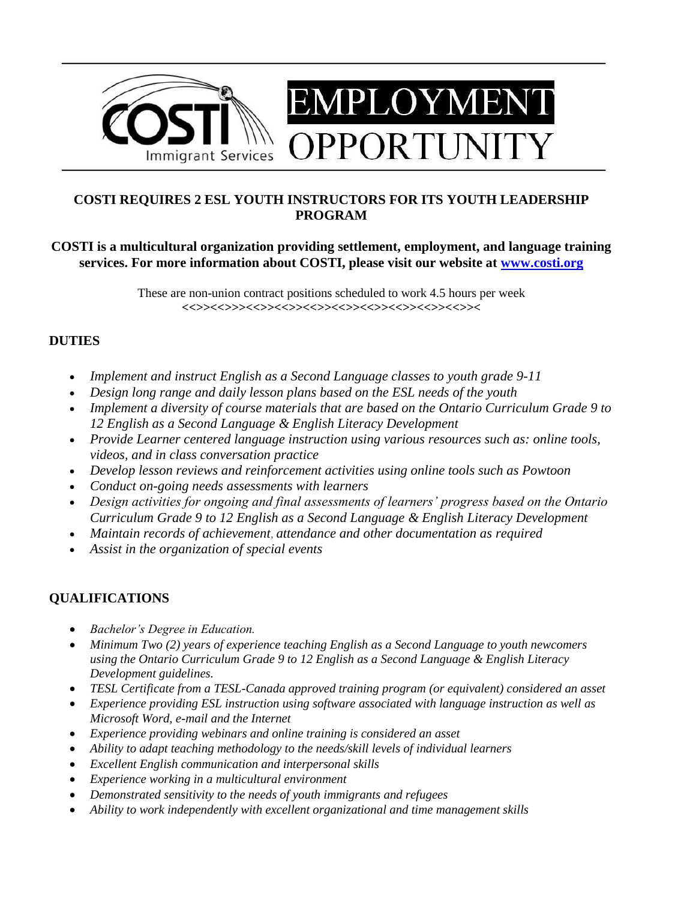COSTI Immigrant Services

# EMPLOYMENT OPPORTUNITY

**COSTI REQUIRES 2 ESL YOUTH INSTRUCTORS FOR ITS YOUTH LEADERSHIP PROGRAM**

**COSTI is a multicultural organization providing settlement, employment, and language training services. For more information about COSTI, please visit our website at [www.costi.org](http://www.costi.org)**

These are non-union contract positions scheduled to work 4.5 hours per week

<<>><<>><<>><<>><<>><<>><<>><<>><<>><<>><

## DUTIES

- *Implement and instruct English as a Second Language classes to youth grade 9-11*
- *Design long range and daily lesson plans based on the ESL needs of the youth*
- *Implement a diversity of course materials that are based on the Ontario Curriculum Grade 9 to 12 English as a Second Language & English Literacy Development*
- *Provide Learner centered language instruction using various resources such as: online tools, videos, and in class conversation practice*
- *Develop lesson reviews and reinforcement activities using online tools such as Powtoon*
- *Conduct on-going needs assessments with learners*
- *Design activities for ongoing and final assessments of learners' progress based on the Ontario Curriculum Grade 9 to 12 English as a Second Language & English Literacy Development*
- *Maintain records of achievement, attendance and other documentation as required*
- *Assist in the organization of special events*

## QUALIFICATIONS

- *Bachelor's Degree in Education.*
- *Minimum Two (2) years of experience teaching English as a Second Language to youth newcomers using the Ontario Curriculum Grade 9 to 12 English as a Second Language & English Literacy Development guidelines.*
- *TESL Certificate from a TESL-Canada approved training program (or equivalent) considered an asset*
- *Experience providing ESL instruction using software associated with language instruction as well as Microsoft Word, e-mail and the Internet*
- *Experience providing webinars and online training is considered an asset*
- *Ability to adapt teaching methodology to the needs/skill levels of individual learners*
- *Excellent English communication and interpersonal skills*
- *Experience working in a multicultural environment*
- *Demonstrated sensitivity to the needs of youth immigrants and refugees*
- *Ability to work independently with excellent organizational and time management skills*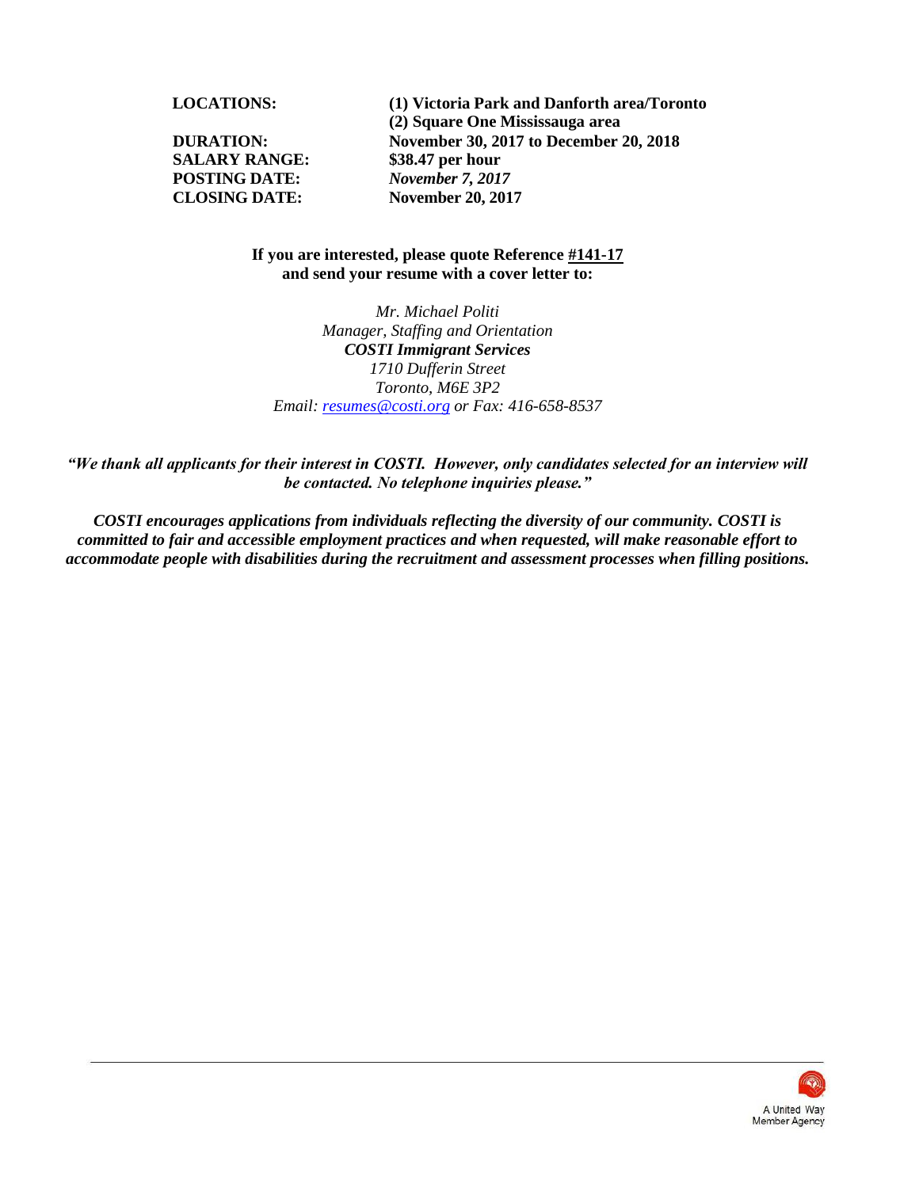| | |
|---|---|
| **LOCATIONS:** | **(1) Victoria Park and Danforth area/Toronto** |
| | **(2) Square One Mississauga area** |
| **DURATION:** | **November 30, 2017 to December 20, 2018** |
| **SALARY RANGE:** | **$38.47 per hour** |
| **POSTING DATE:** | ***November 7, 2017*** |
| **CLOSING DATE:** | **November 20, 2017** |

**If you are interested, please quote Reference #141-17 and send your resume with a cover letter to:**

*Mr. Michael Politi*
*Manager, Staffing and Orientation*
***COSTI Immigrant Services***
*1710 Dufferin Street*
*Toronto, M6E 3P2*
*Email: resumes@costi.org or Fax: 416-658-8537*

***"We thank all applicants for their interest in COSTI. However, only candidates selected for an interview will be contacted. No telephone inquiries please."***

***COSTI encourages applications from individuals reflecting the diversity of our community. COSTI is committed to fair and accessible employment practices and when requested, will make reasonable effort to accommodate people with disabilities during the recruitment and assessment processes when filling positions.***

A United Way Member Agency